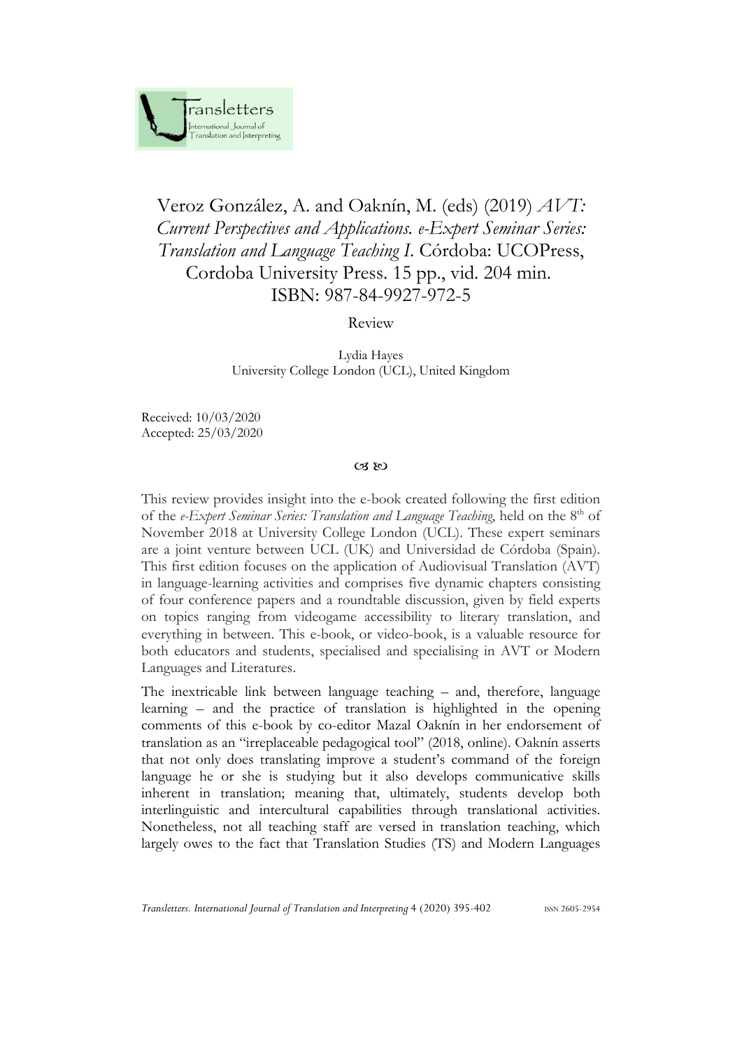# Veroz González, A. and Oaknín, M. (eds) (2019) *AVT: Current Perspectives and Applications. e-Expert Seminar Series: Translation and Language Teaching I*. Córdoba: UCOPress, Cordoba University Press. 15 pp., vid. 204 min. ISBN: 987-84-9927-972-5

Review

Lydia Hayes
University College London (UCL), United Kingdom

Received: 10/03/2020
Accepted: 25/03/2020

଍ ഈ

This review provides insight into the e-book created following the first edition of the *e-Expert Seminar Series: Translation and Language Teaching*, held on the 8th of November 2018 at University College London (UCL). These expert seminars are a joint venture between UCL (UK) and Universidad de Córdoba (Spain). This first edition focuses on the application of Audiovisual Translation (AVT) in language-learning activities and comprises five dynamic chapters consisting of four conference papers and a roundtable discussion, given by field experts on topics ranging from videogame accessibility to literary translation, and everything in between. This e-book, or video-book, is a valuable resource for both educators and students, specialised and specialising in AVT or Modern Languages and Literatures.

The inextricable link between language teaching – and, therefore, language learning – and the practice of translation is highlighted in the opening comments of this e-book by co-editor Mazal Oaknín in her endorsement of translation as an "irreplaceable pedagogical tool" (2018, online). Oaknín asserts that not only does translating improve a student's command of the foreign language he or she is studying but it also develops communicative skills inherent in translation; meaning that, ultimately, students develop both interlinguistic and intercultural capabilities through translational activities. Nonetheless, not all teaching staff are versed in translation teaching, which largely owes to the fact that Translation Studies (TS) and Modern Languages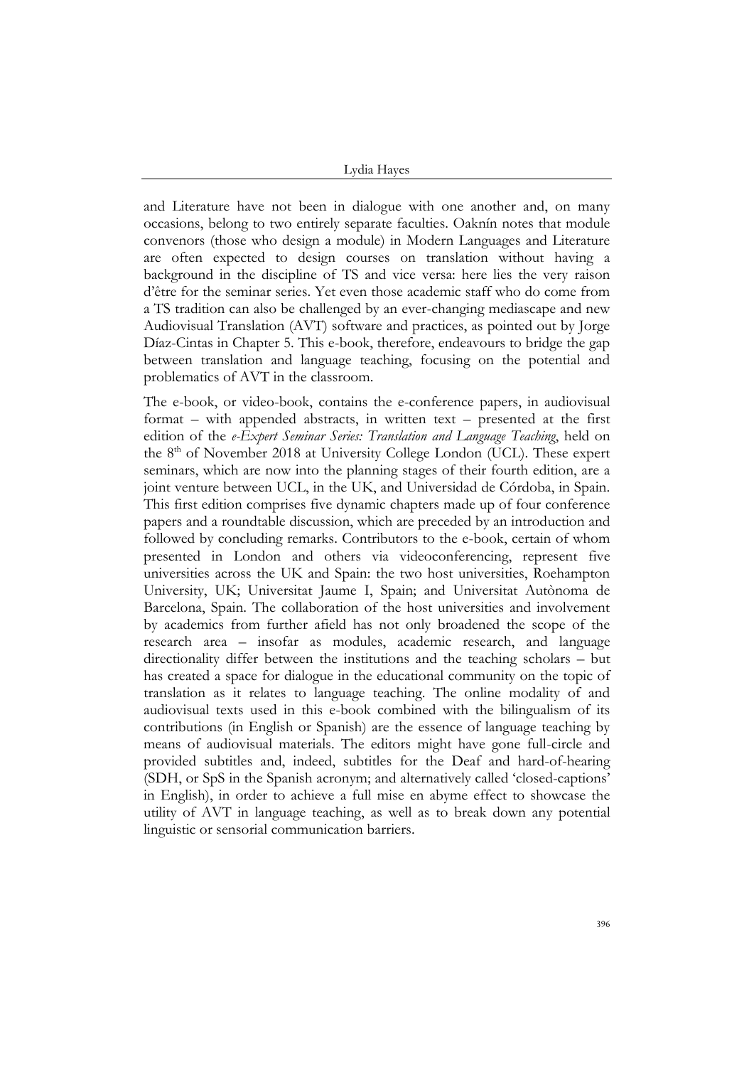and Literature have not been in dialogue with one another and, on many occasions, belong to two entirely separate faculties. Oaknín notes that module convenors (those who design a module) in Modern Languages and Literature are often expected to design courses on translation without having a background in the discipline of TS and vice versa: here lies the very raison d'être for the seminar series. Yet even those academic staff who do come from a TS tradition can also be challenged by an ever-changing mediascape and new Audiovisual Translation (AVT) software and practices, as pointed out by Jorge Díaz-Cintas in Chapter 5. This e-book, therefore, endeavours to bridge the gap between translation and language teaching, focusing on the potential and problematics of AVT in the classroom.

The e-book, or video-book, contains the e-conference papers, in audiovisual format – with appended abstracts, in written text – presented at the first edition of the *e-Expert Seminar Series: Translation and Language Teaching*, held on the 8th of November 2018 at University College London (UCL). These expert seminars, which are now into the planning stages of their fourth edition, are a joint venture between UCL, in the UK, and Universidad de Córdoba, in Spain. This first edition comprises five dynamic chapters made up of four conference papers and a roundtable discussion, which are preceded by an introduction and followed by concluding remarks. Contributors to the e-book, certain of whom presented in London and others via videoconferencing, represent five universities across the UK and Spain: the two host universities, Roehampton University, UK; Universitat Jaume I, Spain; and Universitat Autònoma de Barcelona, Spain. The collaboration of the host universities and involvement by academics from further afield has not only broadened the scope of the research area – insofar as modules, academic research, and language directionality differ between the institutions and the teaching scholars – but has created a space for dialogue in the educational community on the topic of translation as it relates to language teaching. The online modality of and audiovisual texts used in this e-book combined with the bilingualism of its contributions (in English or Spanish) are the essence of language teaching by means of audiovisual materials. The editors might have gone full-circle and provided subtitles and, indeed, subtitles for the Deaf and hard-of-hearing (SDH, or SpS in the Spanish acronym; and alternatively called 'closed-captions' in English), in order to achieve a full mise en abyme effect to showcase the utility of AVT in language teaching, as well as to break down any potential linguistic or sensorial communication barriers.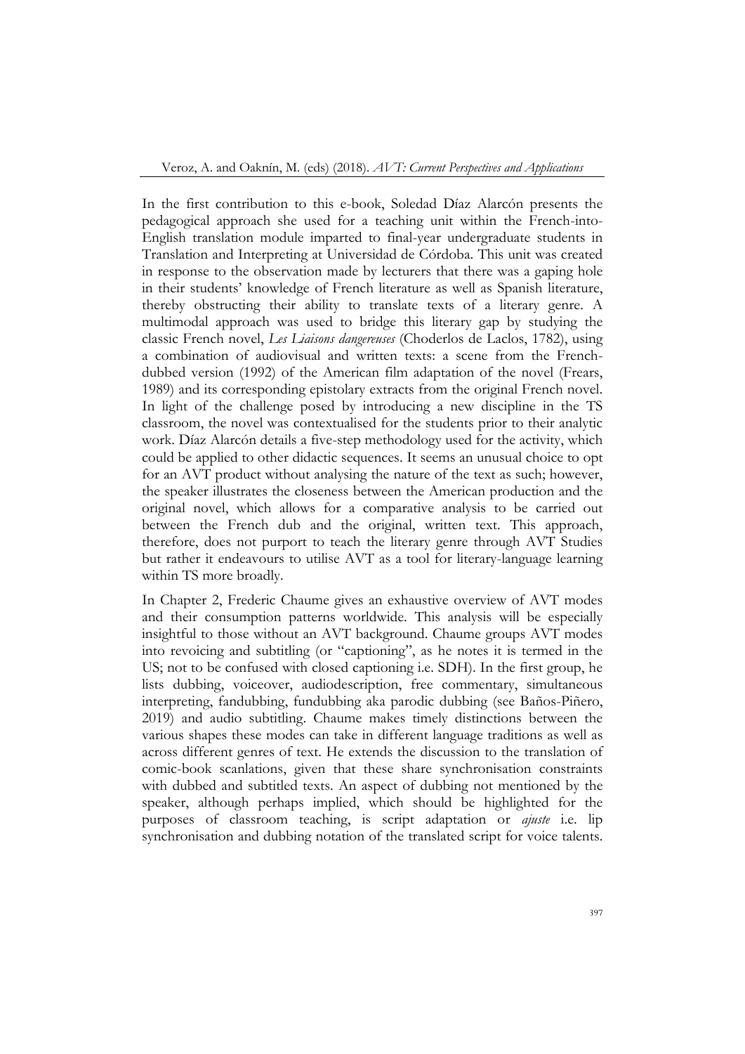In the first contribution to this e-book, Soledad Díaz Alarcón presents the pedagogical approach she used for a teaching unit within the French-into-English translation module imparted to final-year undergraduate students in Translation and Interpreting at Universidad de Córdoba. This unit was created in response to the observation made by lecturers that there was a gaping hole in their students' knowledge of French literature as well as Spanish literature, thereby obstructing their ability to translate texts of a literary genre. A multimodal approach was used to bridge this literary gap by studying the classic French novel, *Les Liaisons dangereuses* (Choderlos de Laclos, 1782), using a combination of audiovisual and written texts: a scene from the French-dubbed version (1992) of the American film adaptation of the novel (Frears, 1989) and its corresponding epistolary extracts from the original French novel. In light of the challenge posed by introducing a new discipline in the TS classroom, the novel was contextualised for the students prior to their analytic work. Díaz Alarcón details a five-step methodology used for the activity, which could be applied to other didactic sequences. It seems an unusual choice to opt for an AVT product without analysing the nature of the text as such; however, the speaker illustrates the closeness between the American production and the original novel, which allows for a comparative analysis to be carried out between the French dub and the original, written text. This approach, therefore, does not purport to teach the literary genre through AVT Studies but rather it endeavours to utilise AVT as a tool for literary-language learning within TS more broadly.

In Chapter 2, Frederic Chaume gives an exhaustive overview of AVT modes and their consumption patterns worldwide. This analysis will be especially insightful to those without an AVT background. Chaume groups AVT modes into revoicing and subtitling (or "captioning", as he notes it is termed in the US; not to be confused with closed captioning i.e. SDH). In the first group, he lists dubbing, voiceover, audiodescription, free commentary, simultaneous interpreting, fandubbing, fundubbing aka parodic dubbing (see Baños-Piñero, 2019) and audio subtitling. Chaume makes timely distinctions between the various shapes these modes can take in different language traditions as well as across different genres of text. He extends the discussion to the translation of comic-book scanlations, given that these share synchronisation constraints with dubbed and subtitled texts. An aspect of dubbing not mentioned by the speaker, although perhaps implied, which should be highlighted for the purposes of classroom teaching, is script adaptation or *ajuste* i.e. lip synchronisation and dubbing notation of the translated script for voice talents.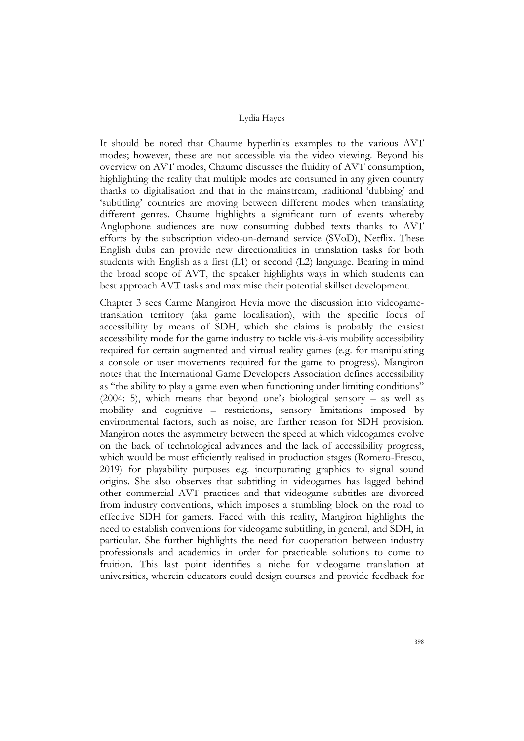It should be noted that Chaume hyperlinks examples to the various AVT modes; however, these are not accessible via the video viewing. Beyond his overview on AVT modes, Chaume discusses the fluidity of AVT consumption, highlighting the reality that multiple modes are consumed in any given country thanks to digitalisation and that in the mainstream, traditional 'dubbing' and 'subtitling' countries are moving between different modes when translating different genres. Chaume highlights a significant turn of events whereby Anglophone audiences are now consuming dubbed texts thanks to AVT efforts by the subscription video-on-demand service (SVoD), Netflix. These English dubs can provide new directionalities in translation tasks for both students with English as a first (L1) or second (L2) language. Bearing in mind the broad scope of AVT, the speaker highlights ways in which students can best approach AVT tasks and maximise their potential skillset development.

Chapter 3 sees Carme Mangiron Hevia move the discussion into videogame-translation territory (aka game localisation), with the specific focus of accessibility by means of SDH, which she claims is probably the easiest accessibility mode for the game industry to tackle vis-à-vis mobility accessibility required for certain augmented and virtual reality games (e.g. for manipulating a console or user movements required for the game to progress). Mangiron notes that the International Game Developers Association defines accessibility as "the ability to play a game even when functioning under limiting conditions" (2004: 5), which means that beyond one's biological sensory – as well as mobility and cognitive – restrictions, sensory limitations imposed by environmental factors, such as noise, are further reason for SDH provision. Mangiron notes the asymmetry between the speed at which videogames evolve on the back of technological advances and the lack of accessibility progress, which would be most efficiently realised in production stages (Romero-Fresco, 2019) for playability purposes e.g. incorporating graphics to signal sound origins. She also observes that subtitling in videogames has lagged behind other commercial AVT practices and that videogame subtitles are divorced from industry conventions, which imposes a stumbling block on the road to effective SDH for gamers. Faced with this reality, Mangiron highlights the need to establish conventions for videogame subtitling, in general, and SDH, in particular. She further highlights the need for cooperation between industry professionals and academics in order for practicable solutions to come to fruition. This last point identifies a niche for videogame translation at universities, wherein educators could design courses and provide feedback for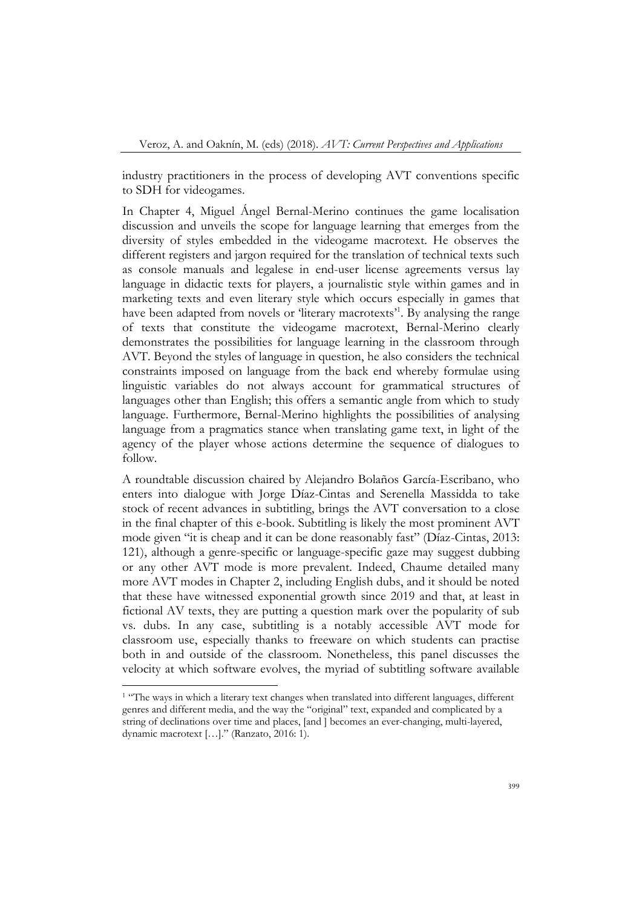industry practitioners in the process of developing AVT conventions specific to SDH for videogames.

In Chapter 4, Miguel Ángel Bernal-Merino continues the game localisation discussion and unveils the scope for language learning that emerges from the diversity of styles embedded in the videogame macrotext. He observes the different registers and jargon required for the translation of technical texts such as console manuals and legalese in end-user license agreements versus lay language in didactic texts for players, a journalistic style within games and in marketing texts and even literary style which occurs especially in games that have been adapted from novels or 'literary macrotexts'[1]. By analysing the range of texts that constitute the videogame macrotext, Bernal-Merino clearly demonstrates the possibilities for language learning in the classroom through AVT. Beyond the styles of language in question, he also considers the technical constraints imposed on language from the back end whereby formulae using linguistic variables do not always account for grammatical structures of languages other than English; this offers a semantic angle from which to study language. Furthermore, Bernal-Merino highlights the possibilities of analysing language from a pragmatics stance when translating game text, in light of the agency of the player whose actions determine the sequence of dialogues to follow.

A roundtable discussion chaired by Alejandro Bolaños García-Escribano, who enters into dialogue with Jorge Díaz-Cintas and Serenella Massidda to take stock of recent advances in subtitling, brings the AVT conversation to a close in the final chapter of this e-book. Subtitling is likely the most prominent AVT mode given "it is cheap and it can be done reasonably fast" (Díaz-Cintas, 2013: 121), although a genre-specific or language-specific gaze may suggest dubbing or any other AVT mode is more prevalent. Indeed, Chaume detailed many more AVT modes in Chapter 2, including English dubs, and it should be noted that these have witnessed exponential growth since 2019 and that, at least in fictional AV texts, they are putting a question mark over the popularity of sub vs. dubs. In any case, subtitling is a notably accessible AVT mode for classroom use, especially thanks to freeware on which students can practise both in and outside of the classroom. Nonetheless, this panel discusses the velocity at which software evolves, the myriad of subtitling software available

---

[1] "The ways in which a literary text changes when translated into different languages, different genres and different media, and the way the "original" text, expanded and complicated by a string of declinations over time and places, [and ] becomes an ever-changing, multi-layered, dynamic macrotext […]." (Ranzato, 2016: 1).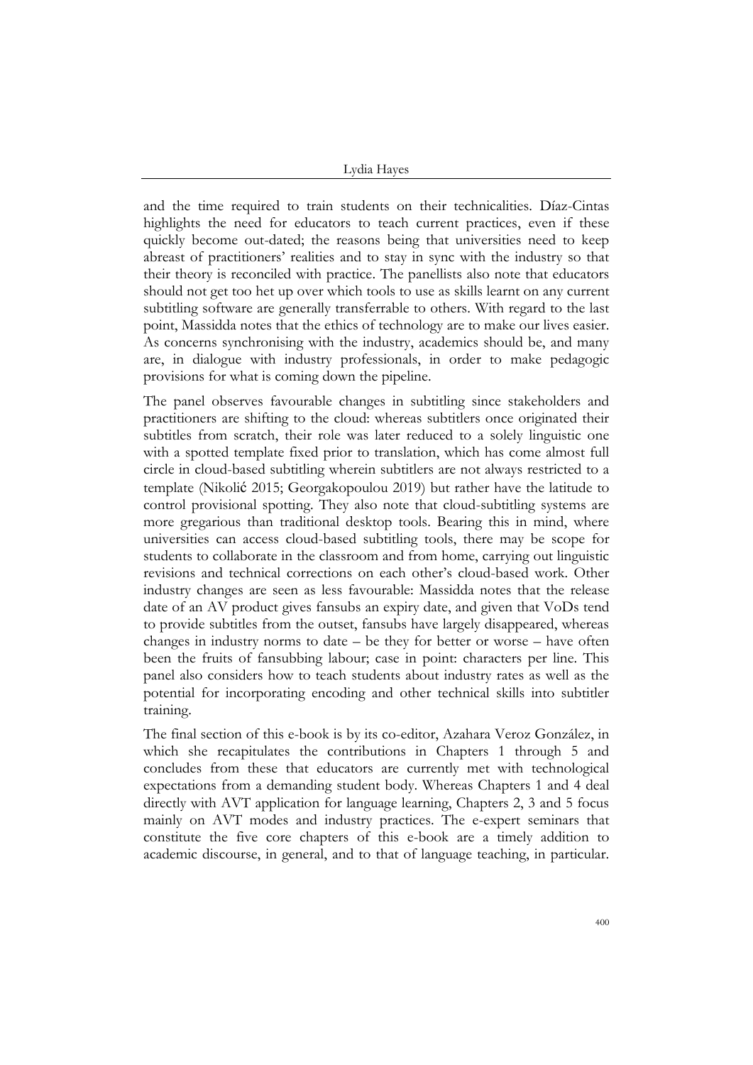and the time required to train students on their technicalities. Díaz-Cintas highlights the need for educators to teach current practices, even if these quickly become out-dated; the reasons being that universities need to keep abreast of practitioners' realities and to stay in sync with the industry so that their theory is reconciled with practice. The panellists also note that educators should not get too het up over which tools to use as skills learnt on any current subtitling software are generally transferrable to others. With regard to the last point, Massidda notes that the ethics of technology are to make our lives easier. As concerns synchronising with the industry, academics should be, and many are, in dialogue with industry professionals, in order to make pedagogic provisions for what is coming down the pipeline.

The panel observes favourable changes in subtitling since stakeholders and practitioners are shifting to the cloud: whereas subtitlers once originated their subtitles from scratch, their role was later reduced to a solely linguistic one with a spotted template fixed prior to translation, which has come almost full circle in cloud-based subtitling wherein subtitlers are not always restricted to a template (Nikolić 2015; Georgakopoulou 2019) but rather have the latitude to control provisional spotting. They also note that cloud-subtitling systems are more gregarious than traditional desktop tools. Bearing this in mind, where universities can access cloud-based subtitling tools, there may be scope for students to collaborate in the classroom and from home, carrying out linguistic revisions and technical corrections on each other's cloud-based work. Other industry changes are seen as less favourable: Massidda notes that the release date of an AV product gives fansubs an expiry date, and given that VoDs tend to provide subtitles from the outset, fansubs have largely disappeared, whereas changes in industry norms to date – be they for better or worse – have often been the fruits of fansubbing labour; case in point: characters per line. This panel also considers how to teach students about industry rates as well as the potential for incorporating encoding and other technical skills into subtitler training.

The final section of this e-book is by its co-editor, Azahara Veroz González, in which she recapitulates the contributions in Chapters 1 through 5 and concludes from these that educators are currently met with technological expectations from a demanding student body. Whereas Chapters 1 and 4 deal directly with AVT application for language learning, Chapters 2, 3 and 5 focus mainly on AVT modes and industry practices. The e-expert seminars that constitute the five core chapters of this e-book are a timely addition to academic discourse, in general, and to that of language teaching, in particular.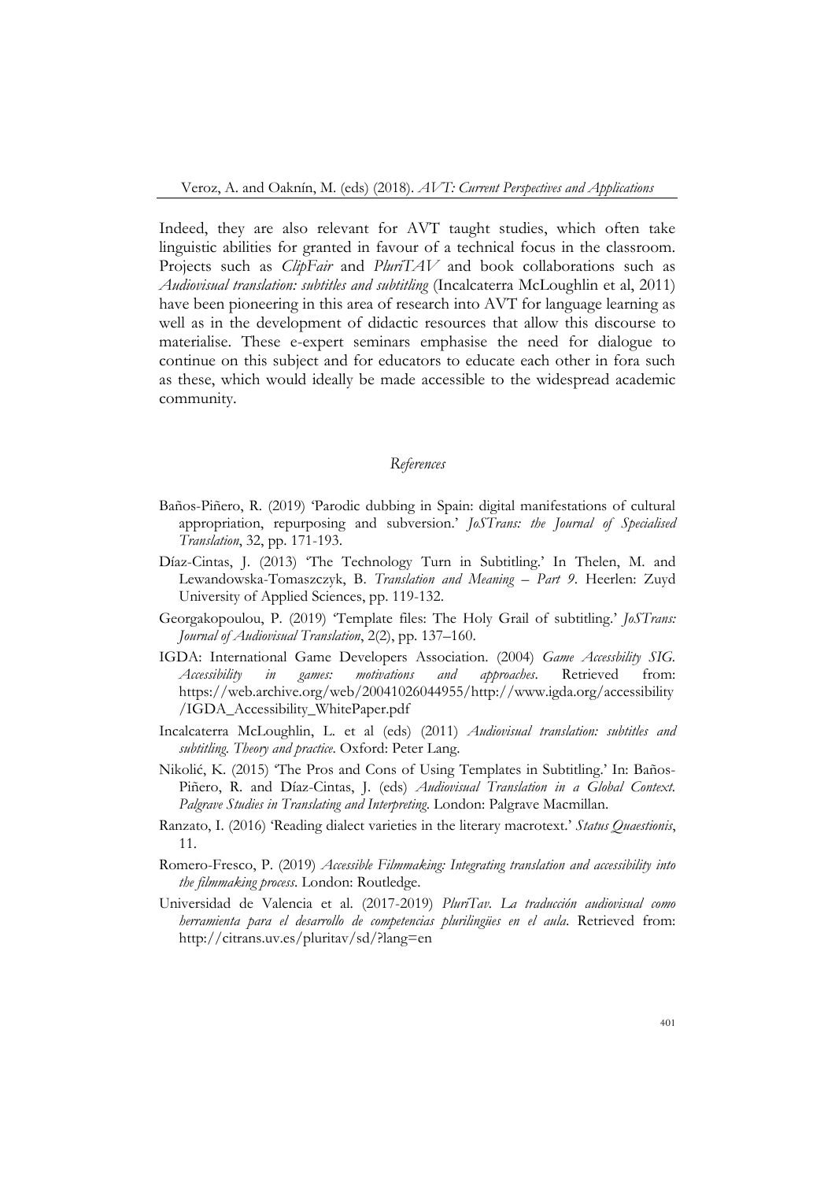Indeed, they are also relevant for AVT taught studies, which often take linguistic abilities for granted in favour of a technical focus in the classroom. Projects such as *ClipFair* and *PluriTAV* and book collaborations such as *Audiovisual translation: subtitles and subtitling* (Incalcaterra McLoughlin et al, 2011) have been pioneering in this area of research into AVT for language learning as well as in the development of didactic resources that allow this discourse to materialise. These e-expert seminars emphasise the need for dialogue to continue on this subject and for educators to educate each other in fora such as these, which would ideally be made accessible to the widespread academic community.

## *References*

Baños-Piñero, R. (2019) 'Parodic dubbing in Spain: digital manifestations of cultural appropriation, repurposing and subversion.' *JoSTrans: the Journal of Specialised Translation*, 32, pp. 171-193.

Díaz-Cintas, J. (2013) 'The Technology Turn in Subtitling.' In Thelen, M. and Lewandowska-Tomaszczyk, B. *Translation and Meaning – Part 9*. Heerlen: Zuyd University of Applied Sciences, pp. 119-132.

Georgakopoulou, P. (2019) 'Template files: The Holy Grail of subtitling.' *JoSTrans: Journal of Audiovisual Translation*, 2(2), pp. 137–160.

IGDA: International Game Developers Association. (2004) *Game Accessbility SIG. Accessibility in games: motivations and approaches*. Retrieved from: https://web.archive.org/web/20041026044955/http://www.igda.org/accessibility/IGDA_Accessibility_WhitePaper.pdf

Incalcaterra McLoughlin, L. et al (eds) (2011) *Audiovisual translation: subtitles and subtitling. Theory and practice*. Oxford: Peter Lang.

Nikolić, K. (2015) 'The Pros and Cons of Using Templates in Subtitling.' In: Baños-Piñero, R. and Díaz-Cintas, J. (eds) *Audiovisual Translation in a Global Context. Palgrave Studies in Translating and Interpreting*. London: Palgrave Macmillan.

Ranzato, I. (2016) 'Reading dialect varieties in the literary macrotext.' *Status Quaestionis*, 11.

Romero-Fresco, P. (2019) *Accessible Filmmaking: Integrating translation and accessibility into the filmmaking process*. London: Routledge.

Universidad de Valencia et al. (2017-2019) *PluriTav. La traducción audiovisual como herramienta para el desarrollo de competencias plurilingües en el aula*. Retrieved from: http://citrans.uv.es/pluritav/sd/?lang=en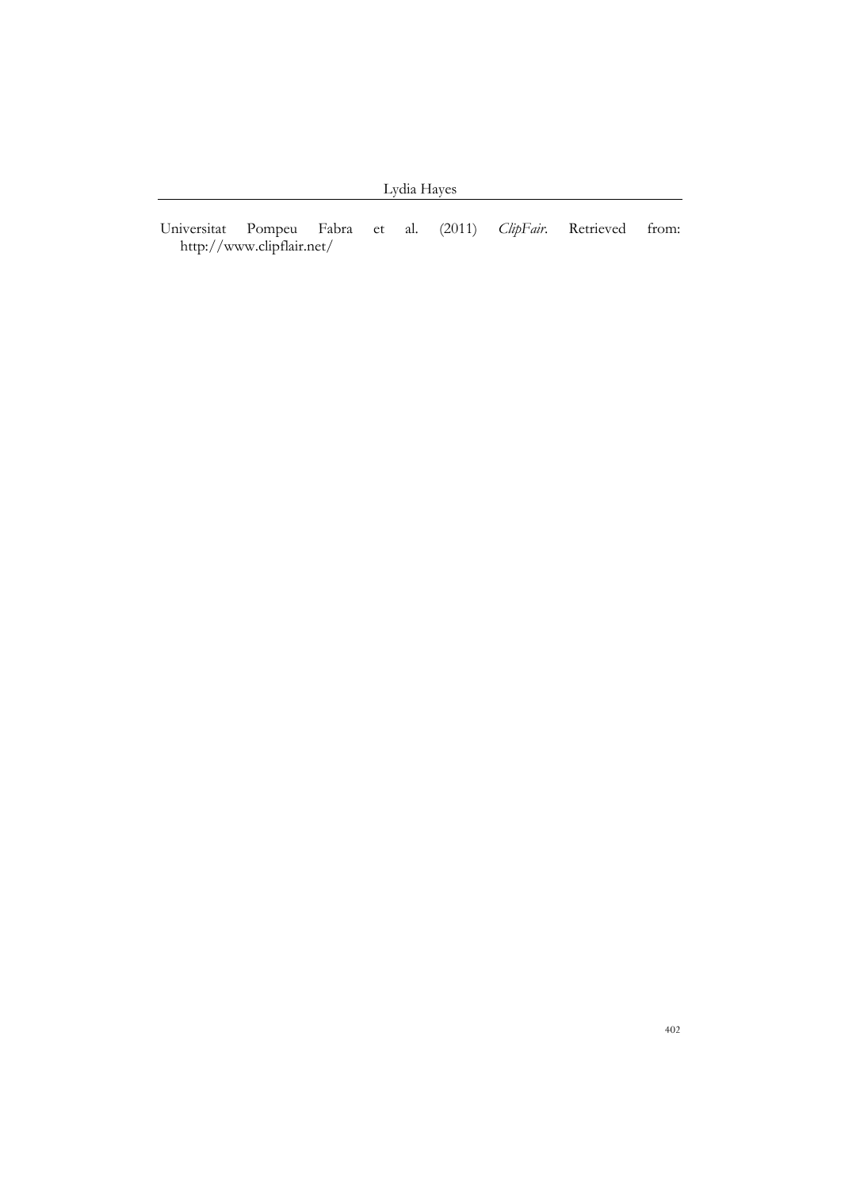Universitat Pompeu Fabra et al. (2011) *ClipFair*. Retrieved from: http://www.clipflair.net/